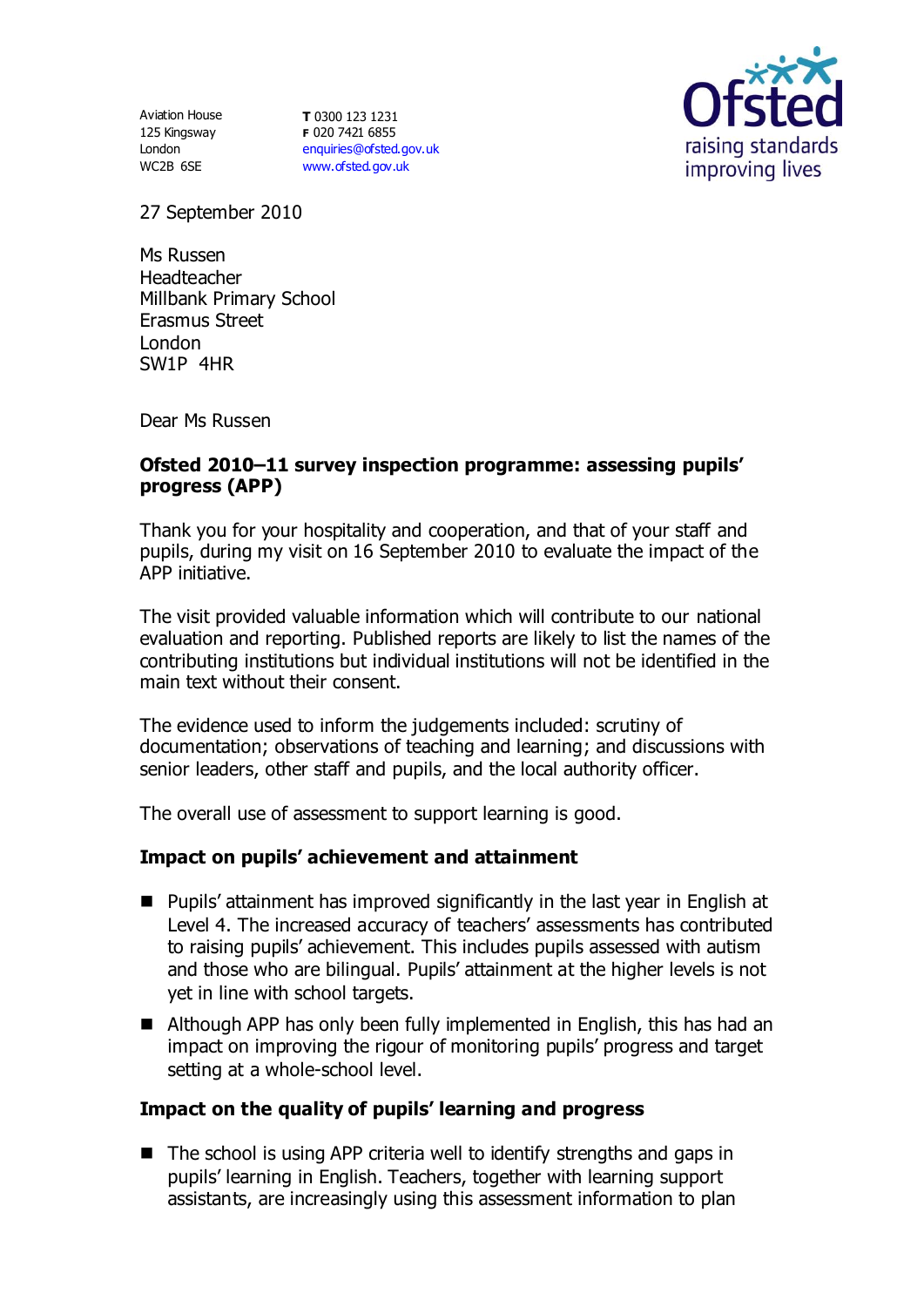Aviation House
125 Kingsway
London
WC2B 6SE

**T** 0300 123 1231
**F** 020 7421 6855
enquiries@ofsted.gov.uk
www.ofsted.gov.uk

Ofsted
raising standards
improving lives

27 September 2010

Ms Russen
Headteacher
Millbank Primary School
Erasmus Street
London
SW1P 4HR

Dear Ms Russen

**Ofsted 2010–11 survey inspection programme: assessing pupils' progress (APP)**

Thank you for your hospitality and cooperation, and that of your staff and pupils, during my visit on 16 September 2010 to evaluate the impact of the APP initiative.

The visit provided valuable information which will contribute to our national evaluation and reporting. Published reports are likely to list the names of the contributing institutions but individual institutions will not be identified in the main text without their consent.

The evidence used to inform the judgements included: scrutiny of documentation; observations of teaching and learning; and discussions with senior leaders, other staff and pupils, and the local authority officer.

The overall use of assessment to support learning is good.

**Impact on pupils' achievement and attainment**

- Pupils' attainment has improved significantly in the last year in English at Level 4. The increased accuracy of teachers' assessments has contributed to raising pupils' achievement. This includes pupils assessed with autism and those who are bilingual. Pupils' attainment at the higher levels is not yet in line with school targets.
- Although APP has only been fully implemented in English, this has had an impact on improving the rigour of monitoring pupils' progress and target setting at a whole-school level.

**Impact on the quality of pupils' learning and progress**

- The school is using APP criteria well to identify strengths and gaps in pupils' learning in English. Teachers, together with learning support assistants, are increasingly using this assessment information to plan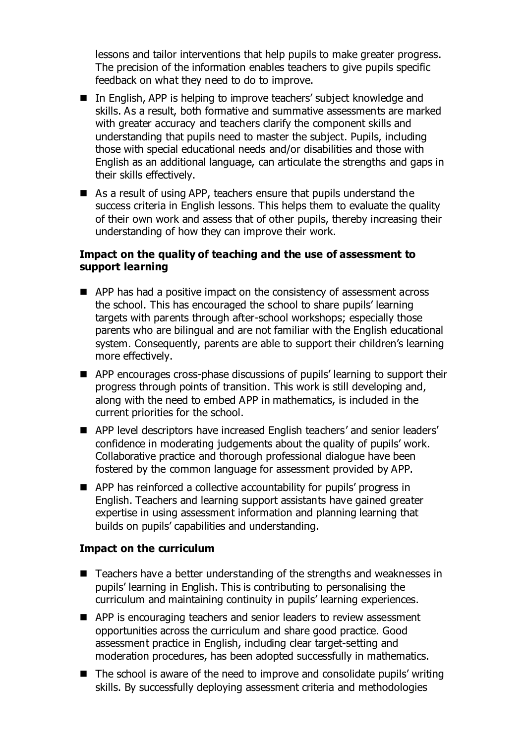lessons and tailor interventions that help pupils to make greater progress. The precision of the information enables teachers to give pupils specific feedback on what they need to do to improve.

- In English, APP is helping to improve teachers' subject knowledge and skills. As a result, both formative and summative assessments are marked with greater accuracy and teachers clarify the component skills and understanding that pupils need to master the subject. Pupils, including those with special educational needs and/or disabilities and those with English as an additional language, can articulate the strengths and gaps in their skills effectively.
- As a result of using APP, teachers ensure that pupils understand the success criteria in English lessons. This helps them to evaluate the quality of their own work and assess that of other pupils, thereby increasing their understanding of how they can improve their work.

**Impact on the quality of teaching and the use of assessment to support learning**

- APP has had a positive impact on the consistency of assessment across the school. This has encouraged the school to share pupils' learning targets with parents through after-school workshops; especially those parents who are bilingual and are not familiar with the English educational system. Consequently, parents are able to support their children's learning more effectively.
- APP encourages cross-phase discussions of pupils' learning to support their progress through points of transition. This work is still developing and, along with the need to embed APP in mathematics, is included in the current priorities for the school.
- APP level descriptors have increased English teachers' and senior leaders' confidence in moderating judgements about the quality of pupils' work. Collaborative practice and thorough professional dialogue have been fostered by the common language for assessment provided by APP.
- APP has reinforced a collective accountability for pupils' progress in English. Teachers and learning support assistants have gained greater expertise in using assessment information and planning learning that builds on pupils' capabilities and understanding.

**Impact on the curriculum**

- Teachers have a better understanding of the strengths and weaknesses in pupils' learning in English. This is contributing to personalising the curriculum and maintaining continuity in pupils' learning experiences.
- APP is encouraging teachers and senior leaders to review assessment opportunities across the curriculum and share good practice. Good assessment practice in English, including clear target-setting and moderation procedures, has been adopted successfully in mathematics.
- The school is aware of the need to improve and consolidate pupils' writing skills. By successfully deploying assessment criteria and methodologies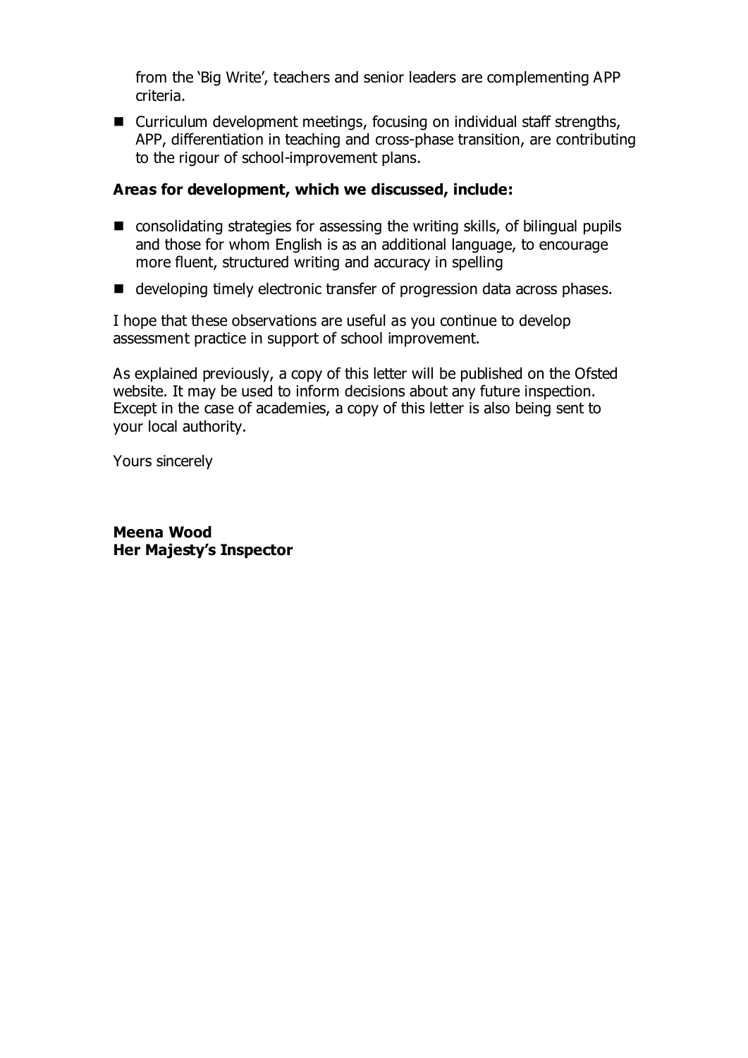from the 'Big Write', teachers and senior leaders are complementing APP criteria.

- Curriculum development meetings, focusing on individual staff strengths, APP, differentiation in teaching and cross-phase transition, are contributing to the rigour of school-improvement plans.

**Areas for development, which we discussed, include:**

- consolidating strategies for assessing the writing skills, of bilingual pupils and those for whom English is as an additional language, to encourage more fluent, structured writing and accuracy in spelling
- developing timely electronic transfer of progression data across phases.

I hope that these observations are useful as you continue to develop assessment practice in support of school improvement.

As explained previously, a copy of this letter will be published on the Ofsted website. It may be used to inform decisions about any future inspection. Except in the case of academies, a copy of this letter is also being sent to your local authority.

Yours sincerely

**Meena Wood**
**Her Majesty's Inspector**